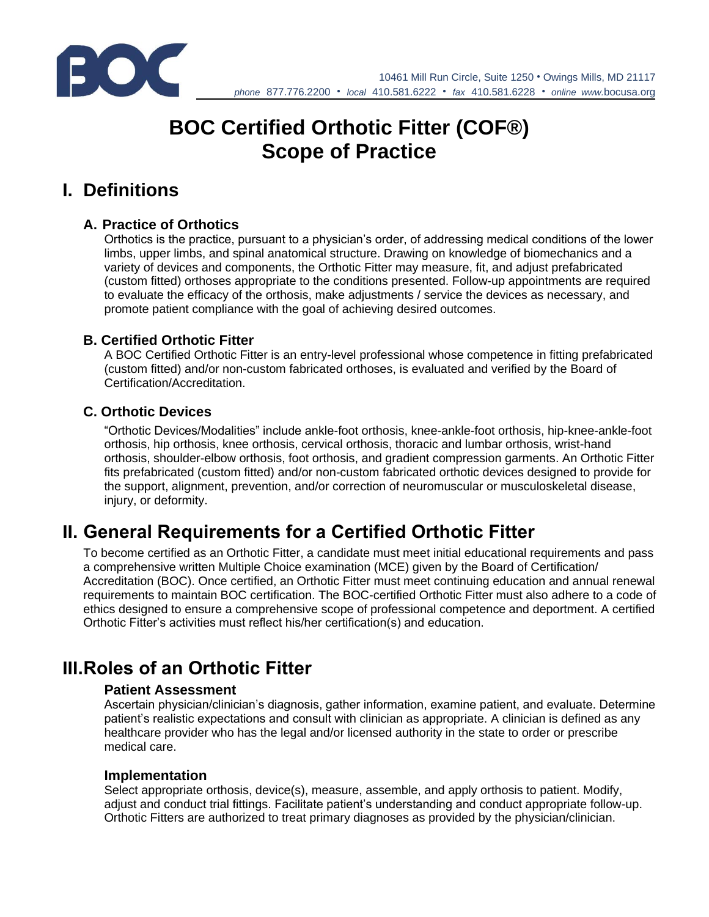10461 Mill Run Circle, Suite 1250 • Owings Mills, MD 21117
*phone* 877.776.2200 • *local* 410.581.6222 • *fax* 410.581.6228 • *online www.*bocusa.org

# BOC Certified Orthotic Fitter (COF®) Scope of Practice

## I. Definitions

### A. Practice of Orthotics

Orthotics is the practice, pursuant to a physician's order, of addressing medical conditions of the lower limbs, upper limbs, and spinal anatomical structure. Drawing on knowledge of biomechanics and a variety of devices and components, the Orthotic Fitter may measure, fit, and adjust prefabricated (custom fitted) orthoses appropriate to the conditions presented. Follow-up appointments are required to evaluate the efficacy of the orthosis, make adjustments / service the devices as necessary, and promote patient compliance with the goal of achieving desired outcomes.

### B. Certified Orthotic Fitter

A BOC Certified Orthotic Fitter is an entry-level professional whose competence in fitting prefabricated (custom fitted) and/or non-custom fabricated orthoses, is evaluated and verified by the Board of Certification/Accreditation.

### C. Orthotic Devices

"Orthotic Devices/Modalities" include ankle-foot orthosis, knee-ankle-foot orthosis, hip-knee-ankle-foot orthosis, hip orthosis, knee orthosis, cervical orthosis, thoracic and lumbar orthosis, wrist-hand orthosis, shoulder-elbow orthosis, foot orthosis, and gradient compression garments. An Orthotic Fitter fits prefabricated (custom fitted) and/or non-custom fabricated orthotic devices designed to provide for the support, alignment, prevention, and/or correction of neuromuscular or musculoskeletal disease, injury, or deformity.

## II. General Requirements for a Certified Orthotic Fitter

To become certified as an Orthotic Fitter, a candidate must meet initial educational requirements and pass a comprehensive written Multiple Choice examination (MCE) given by the Board of Certification/ Accreditation (BOC). Once certified, an Orthotic Fitter must meet continuing education and annual renewal requirements to maintain BOC certification. The BOC-certified Orthotic Fitter must also adhere to a code of ethics designed to ensure a comprehensive scope of professional competence and deportment. A certified Orthotic Fitter's activities must reflect his/her certification(s) and education.

## III. Roles of an Orthotic Fitter

### Patient Assessment

Ascertain physician/clinician's diagnosis, gather information, examine patient, and evaluate. Determine patient's realistic expectations and consult with clinician as appropriate. A clinician is defined as any healthcare provider who has the legal and/or licensed authority in the state to order or prescribe medical care.

### Implementation

Select appropriate orthosis, device(s), measure, assemble, and apply orthosis to patient. Modify, adjust and conduct trial fittings. Facilitate patient's understanding and conduct appropriate follow-up. Orthotic Fitters are authorized to treat primary diagnoses as provided by the physician/clinician.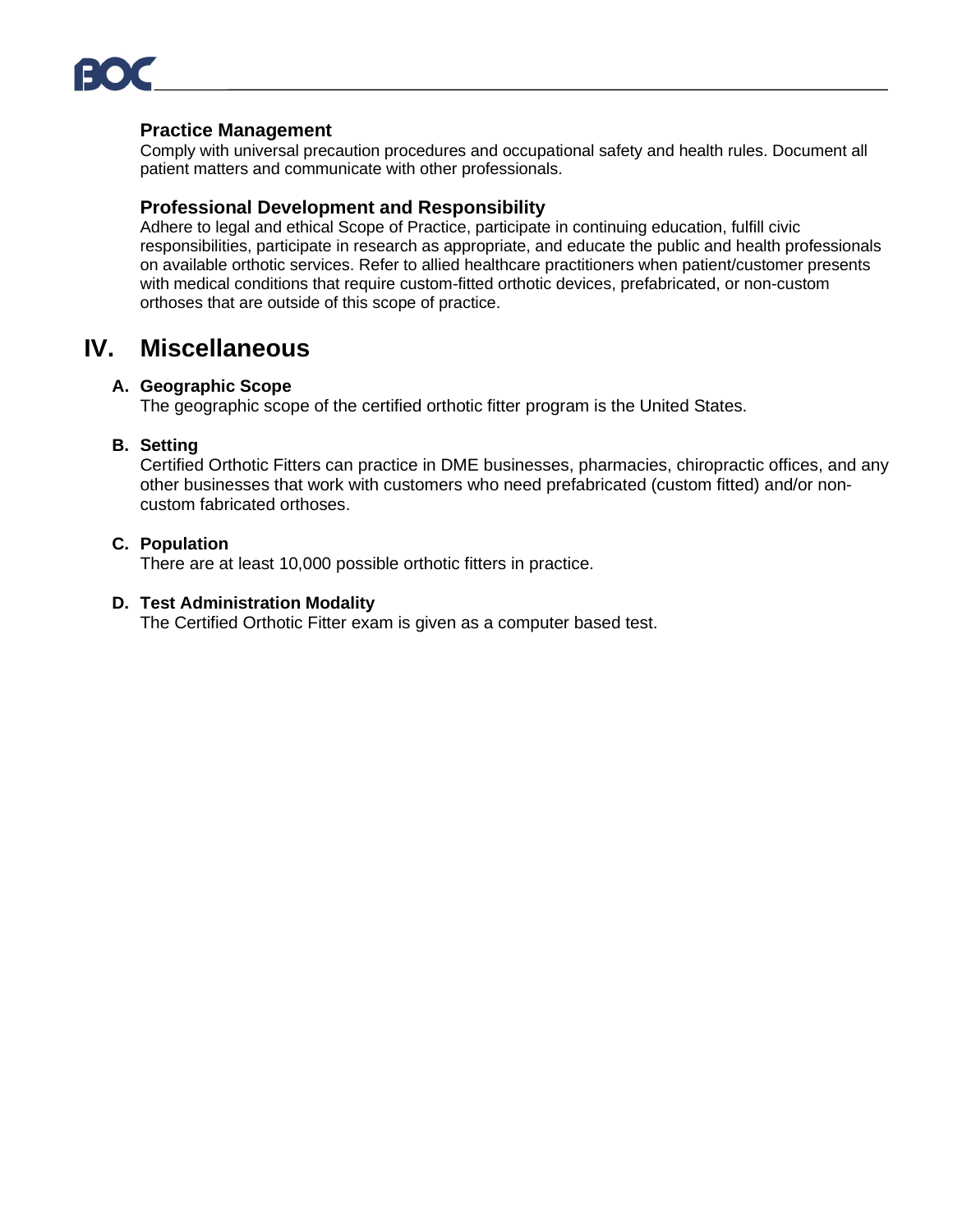### Practice Management

Comply with universal precaution procedures and occupational safety and health rules. Document all patient matters and communicate with other professionals.

### Professional Development and Responsibility

Adhere to legal and ethical Scope of Practice, participate in continuing education, fulfill civic responsibilities, participate in research as appropriate, and educate the public and health professionals on available orthotic services. Refer to allied healthcare practitioners when patient/customer presents with medical conditions that require custom-fitted orthotic devices, prefabricated, or non-custom orthoses that are outside of this scope of practice.

## IV. Miscellaneous

### A. Geographic Scope

The geographic scope of the certified orthotic fitter program is the United States.

### B. Setting

Certified Orthotic Fitters can practice in DME businesses, pharmacies, chiropractic offices, and any other businesses that work with customers who need prefabricated (custom fitted) and/or non-custom fabricated orthoses.

### C. Population

There are at least 10,000 possible orthotic fitters in practice.

### D. Test Administration Modality

The Certified Orthotic Fitter exam is given as a computer based test.